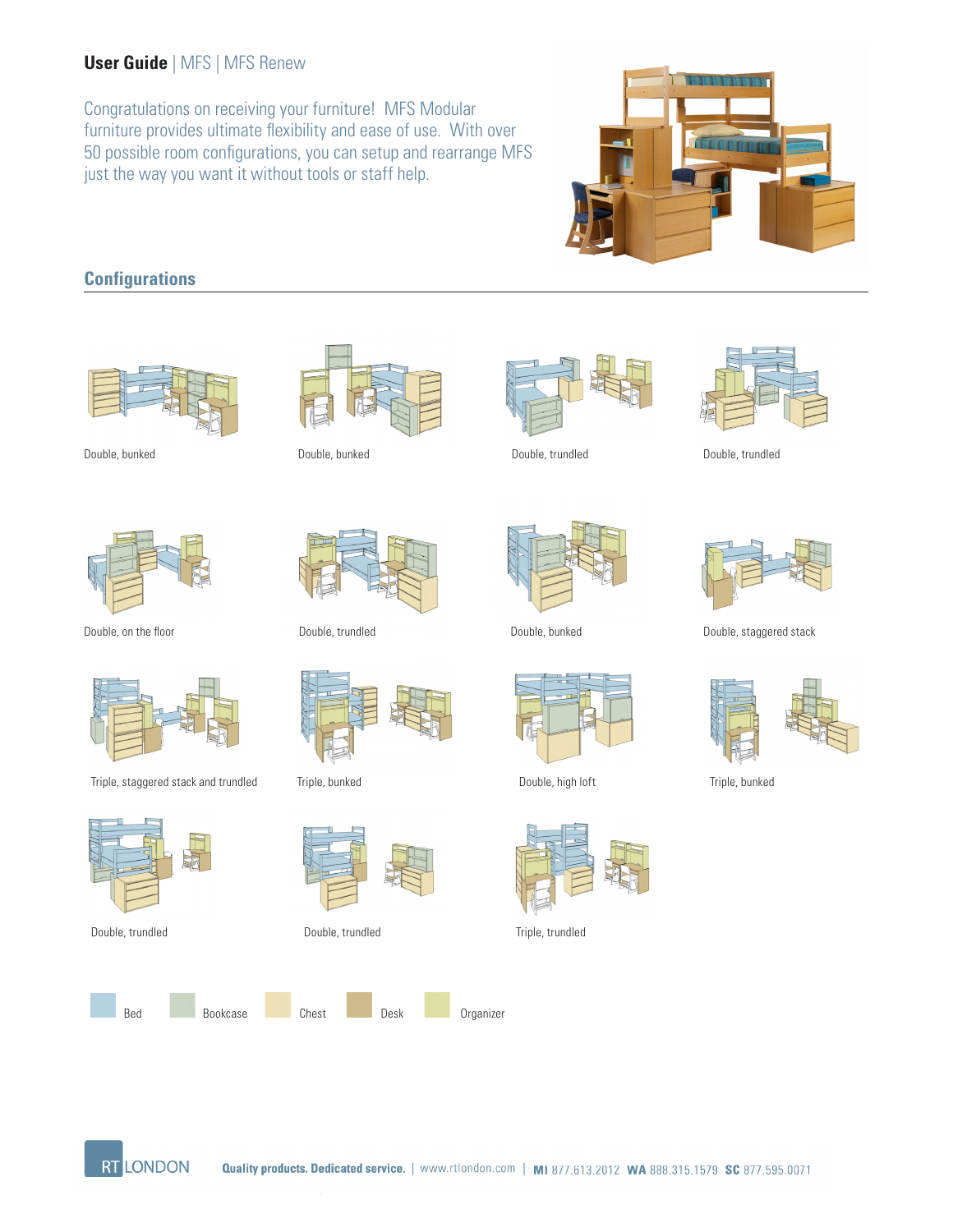# User Guide | MFS | MFS Renew

Congratulations on receiving your furniture! MFS Modular furniture provides ultimate flexibility and ease of use. With over 50 possible room configurations, you can setup and rearrange MFS just the way you want it without tools or staff help.

## Configurations

Double, bunked

Double, bunked

Double, trundled

Double, trundled

Double, on the floor

Double, trundled

Double, bunked

Double, staggered stack

Triple, staggered stack and trundled

Triple, bunked

Double, high loft

Triple, bunked

Double, trundled

Double, trundled

Triple, trundled

Bed | Bookcase | Chest | Desk | Organizer

RT LONDON

**Quality products. Dedicated service.** | www.rtlondon.com | **MI** 877.613.2012 **WA** 888.315.1579 **SC** 877.595.0071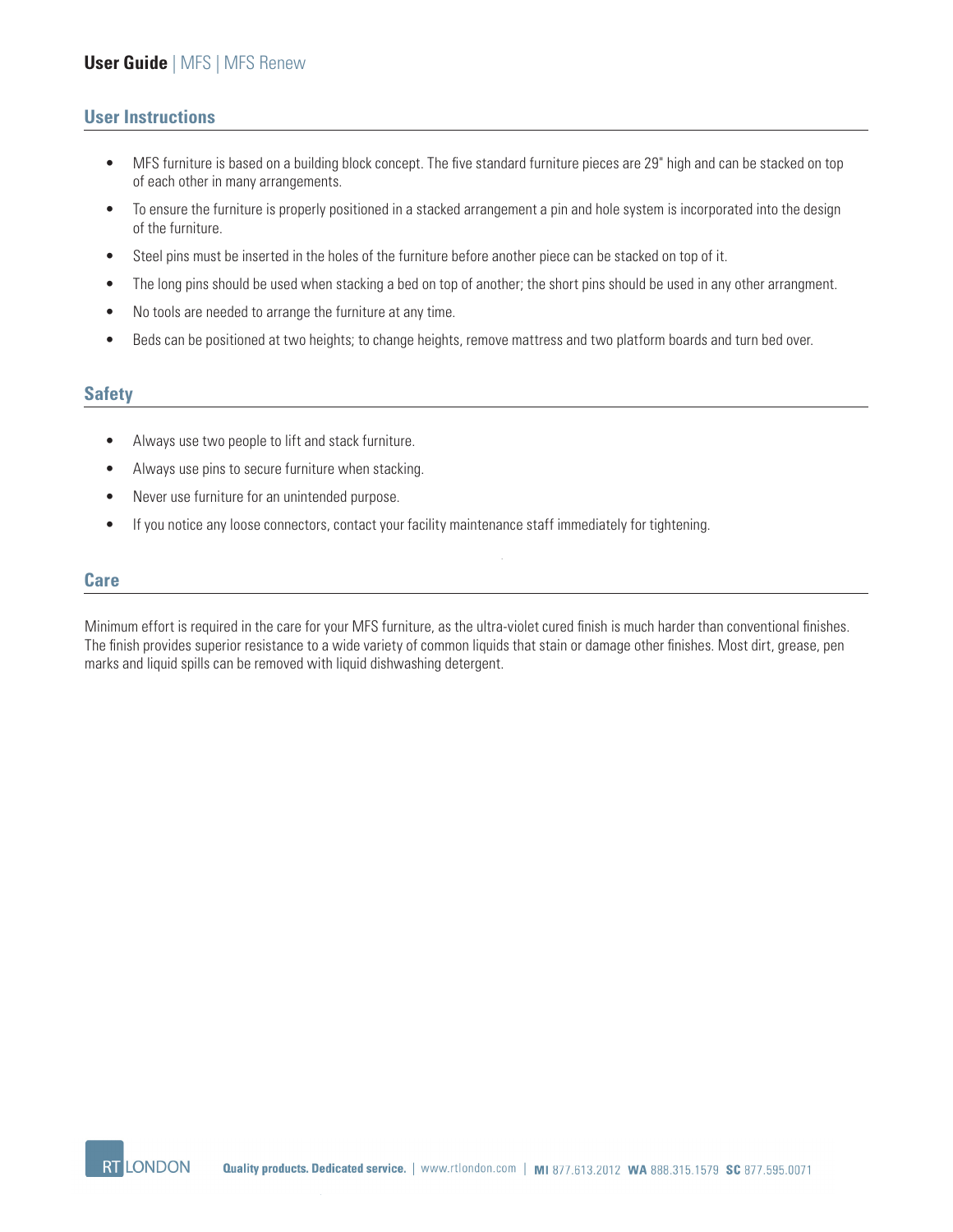## User Instructions

- MFS furniture is based on a building block concept. The five standard furniture pieces are 29" high and can be stacked on top of each other in many arrangements.
- To ensure the furniture is properly positioned in a stacked arrangement a pin and hole system is incorporated into the design of the furniture.
- Steel pins must be inserted in the holes of the furniture before another piece can be stacked on top of it.
- The long pins should be used when stacking a bed on top of another; the short pins should be used in any other arrangment.
- No tools are needed to arrange the furniture at any time.
- Beds can be positioned at two heights; to change heights, remove mattress and two platform boards and turn bed over.

## Safety

- Always use two people to lift and stack furniture.
- Always use pins to secure furniture when stacking.
- Never use furniture for an unintended purpose.
- If you notice any loose connectors, contact your facility maintenance staff immediately for tightening.

## Care

Minimum effort is required in the care for your MFS furniture, as the ultra-violet cured finish is much harder than conventional finishes. The finish provides superior resistance to a wide variety of common liquids that stain or damage other finishes. Most dirt, grease, pen marks and liquid spills can be removed with liquid dishwashing detergent.